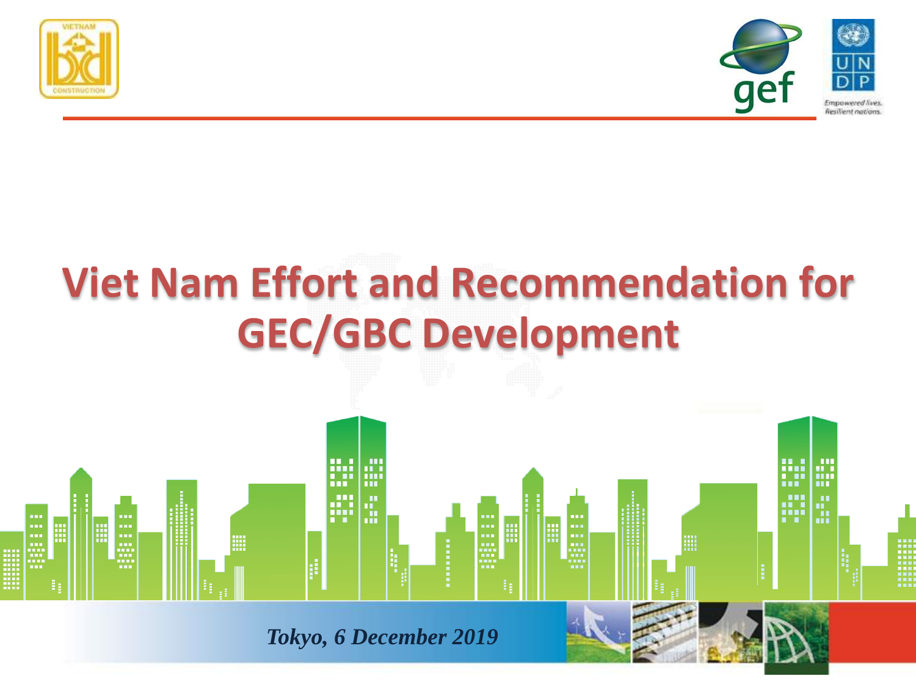# Viet Nam Effort and Recommendation for GEC/GBC Development

*Tokyo, 6 December 2019*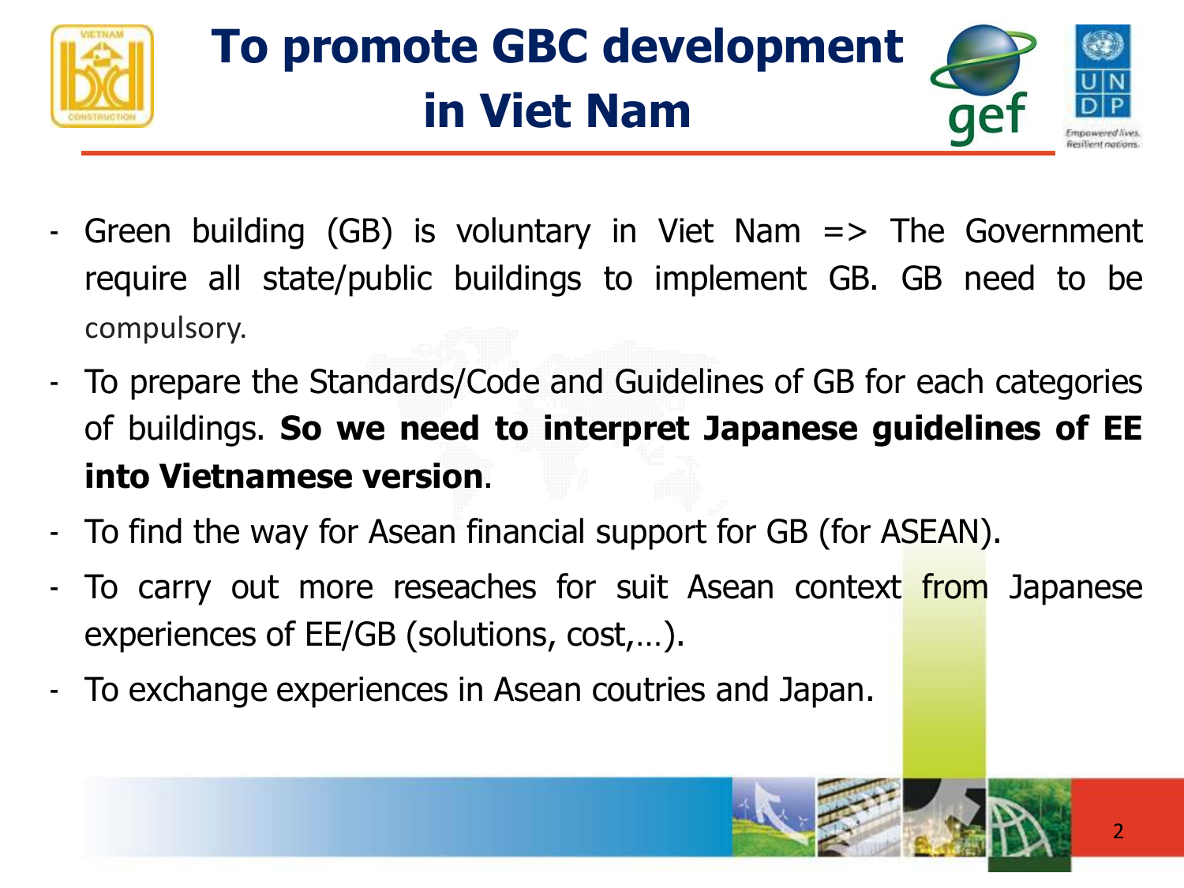# To promote GBC development in Viet Nam

- Green building (GB) is voluntary in Viet Nam => The Government require all state/public buildings to implement GB. GB need to be compulsory.
- To prepare the Standards/Code and Guidelines of GB for each categories of buildings. **So we need to interpret Japanese guidelines of EE into Vietnamese version**.
- To find the way for Asean financial support for GB (for ASEAN).
- To carry out more reseaches for suit Asean context from Japanese experiences of EE/GB (solutions, cost,…).
- To exchange experiences in Asean coutries and Japan.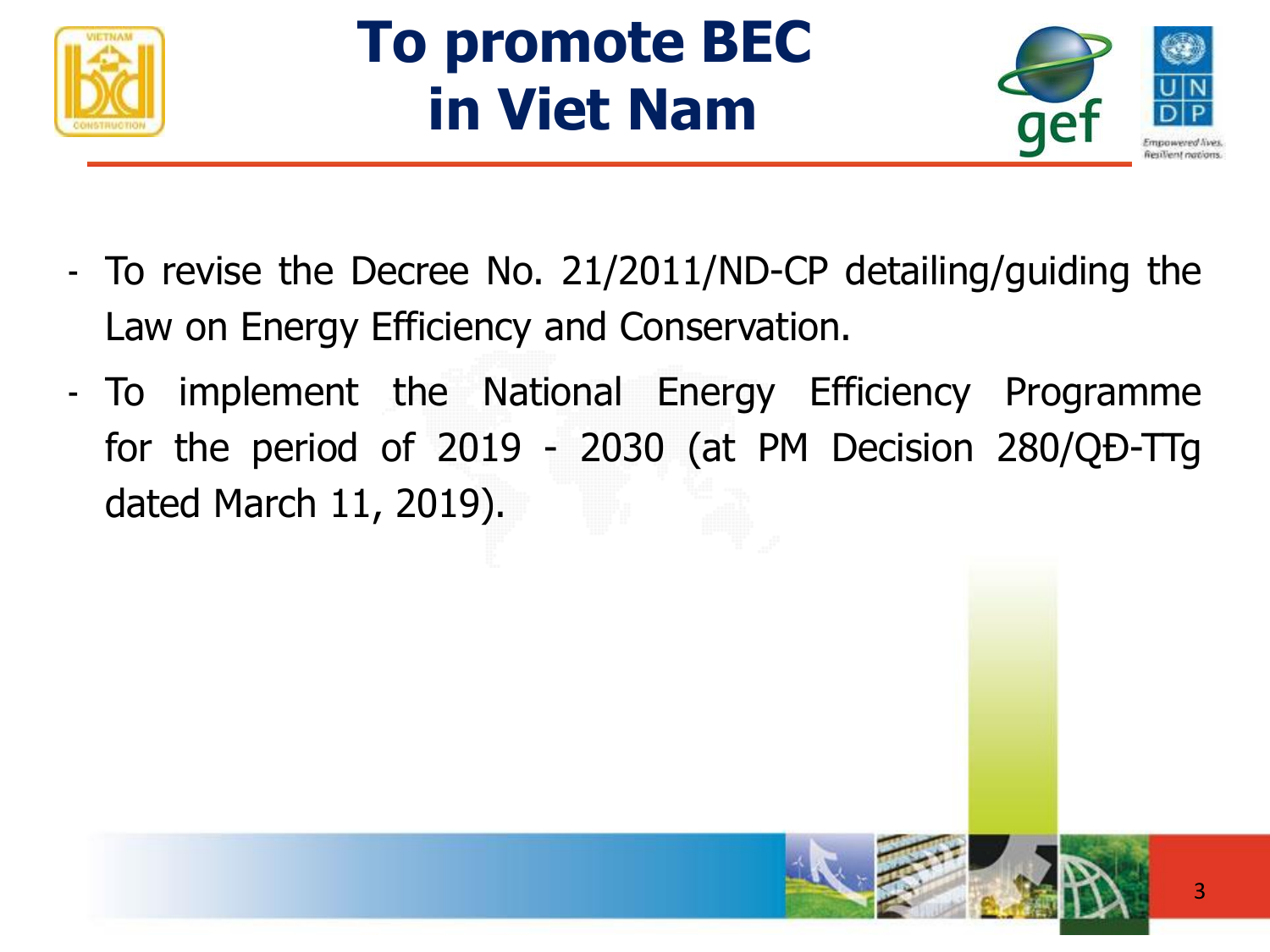# To promote BEC in Viet Nam

- To revise the Decree No. 21/2011/ND-CP detailing/guiding the Law on Energy Efficiency and Conservation.
- To implement the National Energy Efficiency Programme for the period of 2019 - 2030 (at PM Decision 280/QĐ-TTg dated March 11, 2019).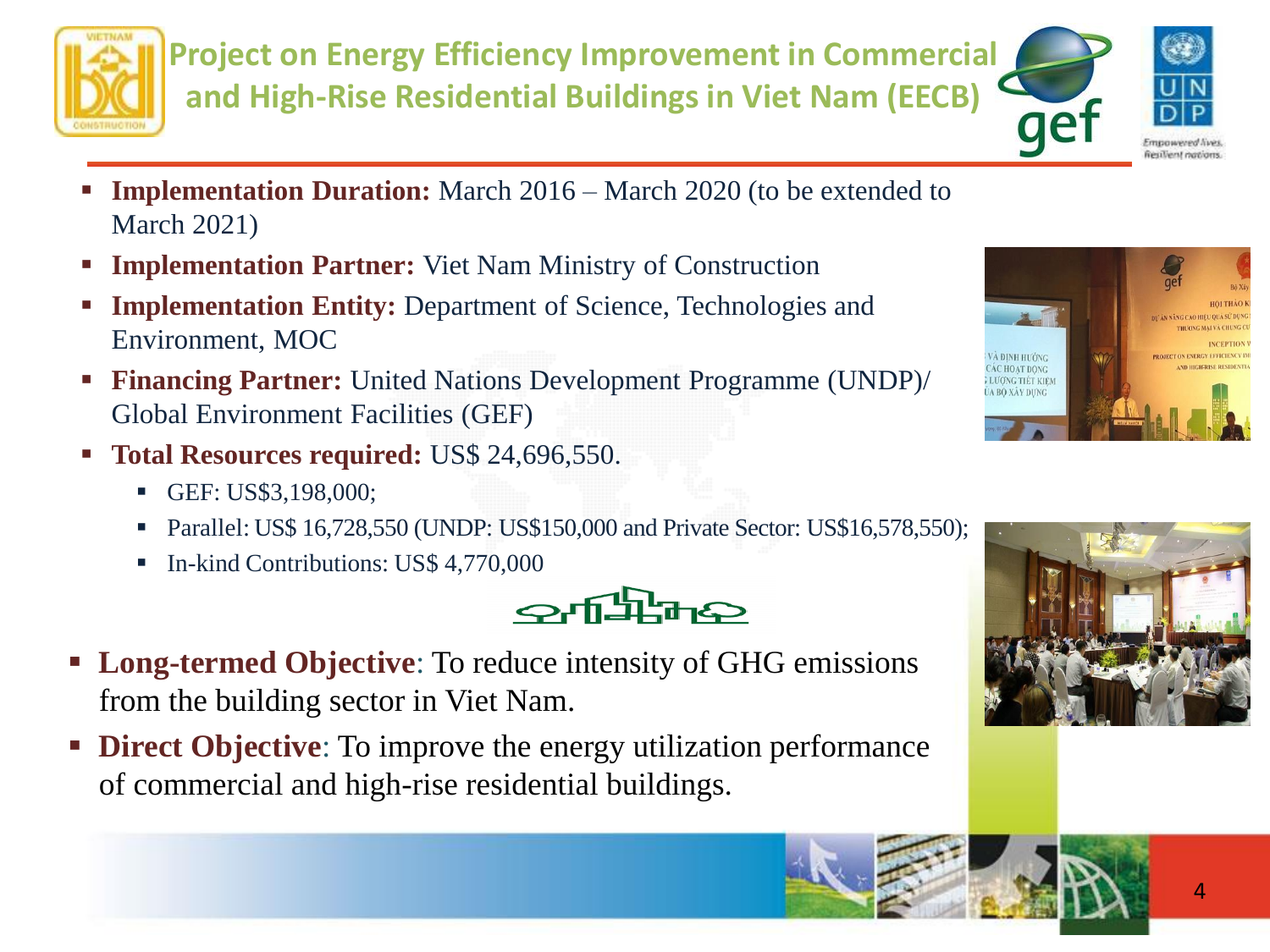# Project on Energy Efficiency Improvement in Commercial and High-Rise Residential Buildings in Viet Nam (EECB)

- **Implementation Duration:** March 2016 – March 2020 (to be extended to March 2021)
- **Implementation Partner:** Viet Nam Ministry of Construction
- **Implementation Entity:** Department of Science, Technologies and Environment, MOC
- **Financing Partner:** United Nations Development Programme (UNDP)/ Global Environment Facilities (GEF)
- **Total Resources required:** US$ 24,696,550.
  - GEF: US$3,198,000;
  - Parallel: US$ 16,728,550 (UNDP: US$150,000 and Private Sector: US$16,578,550);
  - In-kind Contributions: US$ 4,770,000

- **Long-termed Objective**: To reduce intensity of GHG emissions from the building sector in Viet Nam.
- **Direct Objective**: To improve the energy utilization performance of commercial and high-rise residential buildings.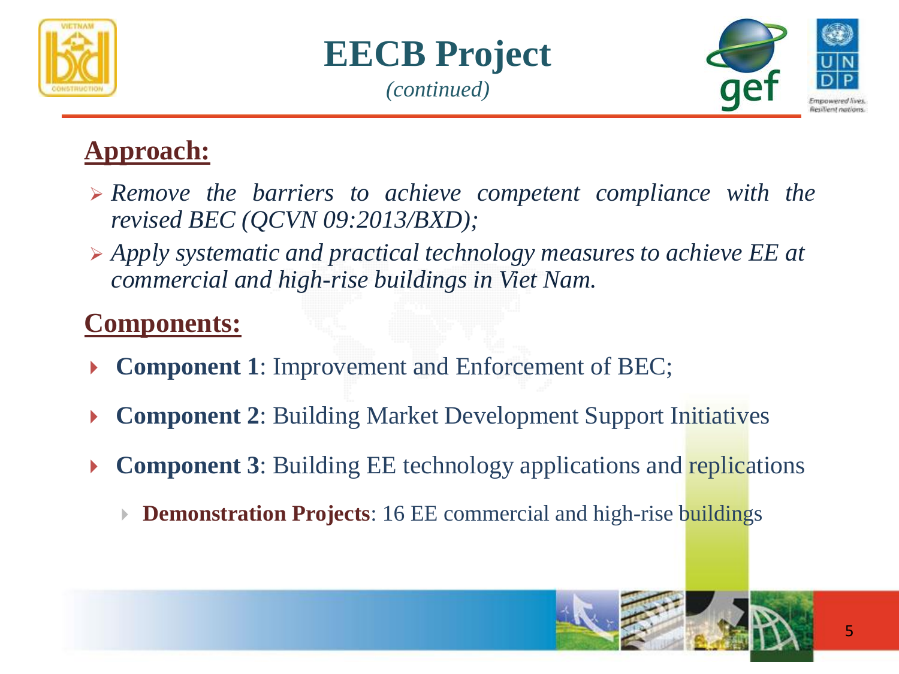# EECB Project

*(continued)*

## Approach:

- *Remove the barriers to achieve competent compliance with the revised BEC (QCVN 09:2013/BXD);*
- *Apply systematic and practical technology measures to achieve EE at commercial and high-rise buildings in Viet Nam.*

## Components:

- **Component 1**: Improvement and Enforcement of BEC;
- **Component 2**: Building Market Development Support Initiatives
- **Component 3**: Building EE technology applications and replications
  - **Demonstration Projects**: 16 EE commercial and high-rise buildings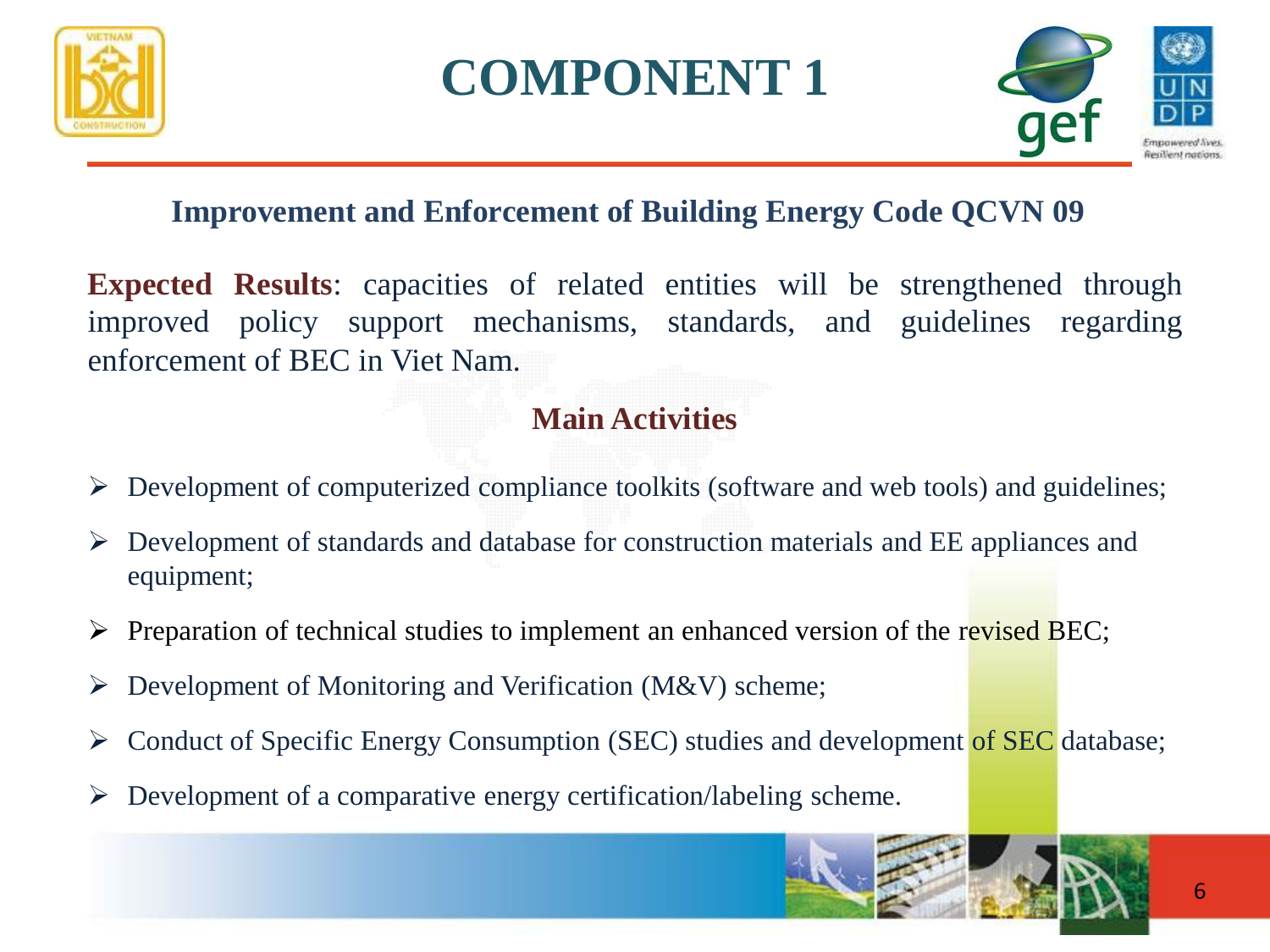# COMPONENT 1

## Improvement and Enforcement of Building Energy Code QCVN 09

**Expected Results**: capacities of related entities will be strengthened through improved policy support mechanisms, standards, and guidelines regarding enforcement of BEC in Viet Nam.

### Main Activities

- Development of computerized compliance toolkits (software and web tools) and guidelines;
- Development of standards and database for construction materials and EE appliances and equipment;
- Preparation of technical studies to implement an enhanced version of the revised BEC;
- Development of Monitoring and Verification (M&V) scheme;
- Conduct of Specific Energy Consumption (SEC) studies and development of SEC database;
- Development of a comparative energy certification/labeling scheme.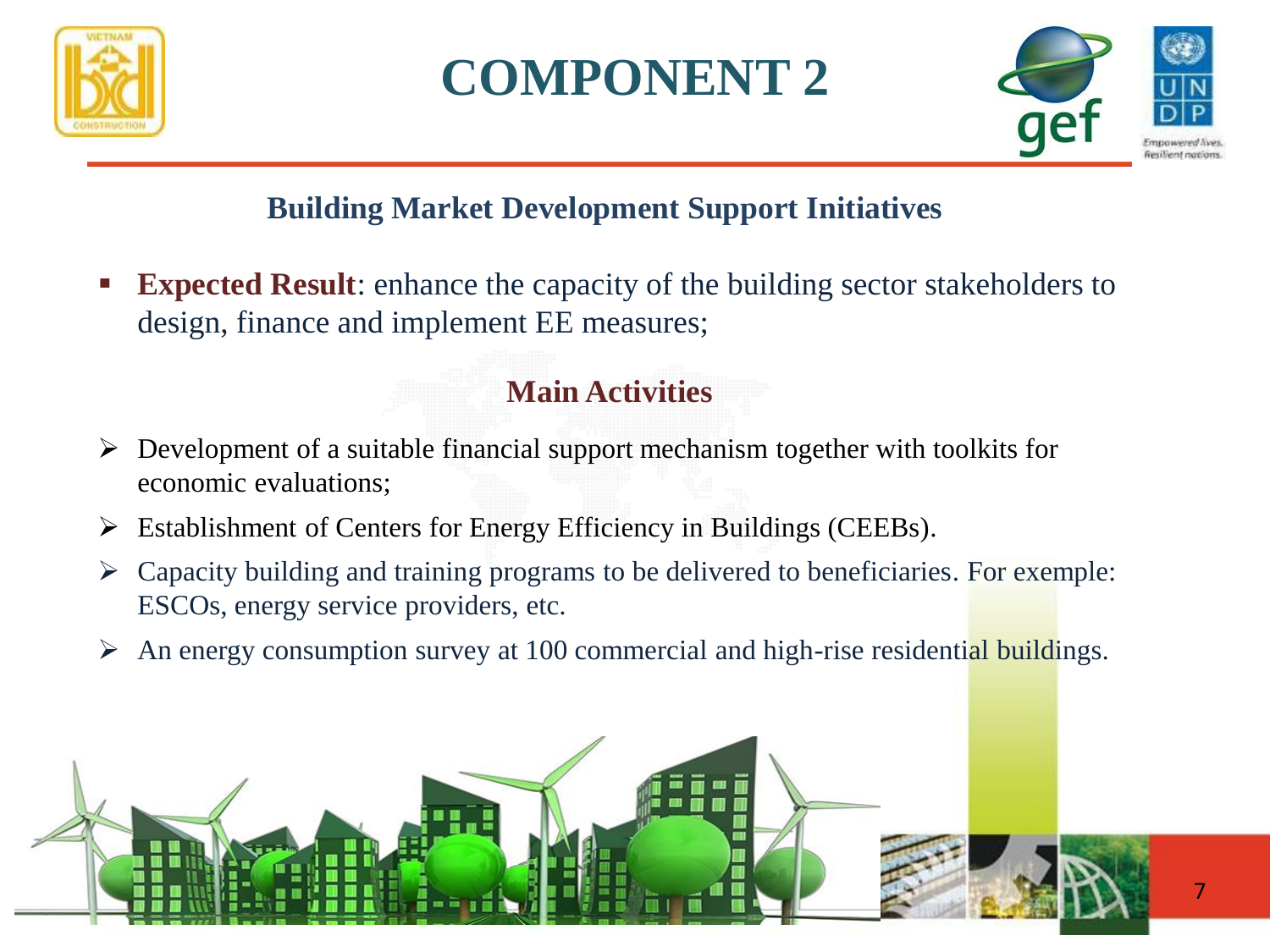# COMPONENT 2

## Building Market Development Support Initiatives

- **Expected Result**: enhance the capacity of the building sector stakeholders to design, finance and implement EE measures;

### Main Activities

- Development of a suitable financial support mechanism together with toolkits for economic evaluations;
- Establishment of Centers for Energy Efficiency in Buildings (CEEBs).
- Capacity building and training programs to be delivered to beneficiaries. For exemple: ESCOs, energy service providers, etc.
- An energy consumption survey at 100 commercial and high-rise residential buildings.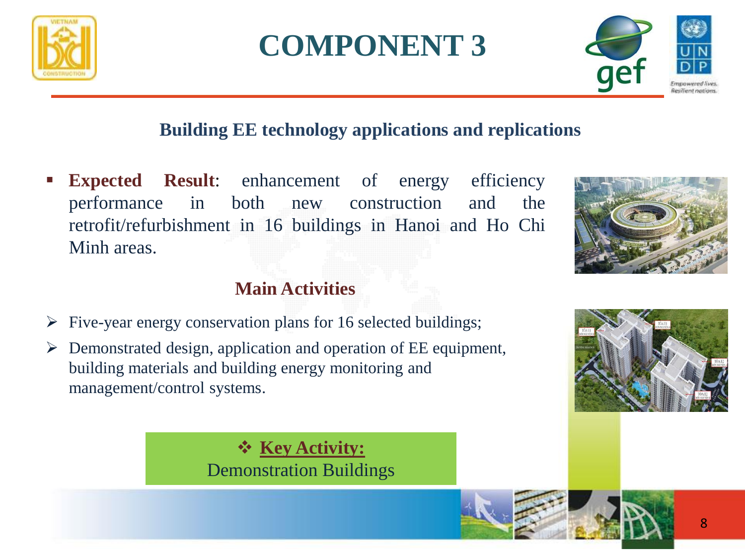# COMPONENT 3

## Building EE technology applications and replications

- **Expected Result**: enhancement of energy efficiency performance in both new construction and the retrofit/refurbishment in 16 buildings in Hanoi and Ho Chi Minh areas.

### Main Activities

- Five-year energy conservation plans for 16 selected buildings;
- Demonstrated design, application and operation of EE equipment, building materials and building energy monitoring and management/control systems.

❖ **Key Activity:**
Demonstration Buildings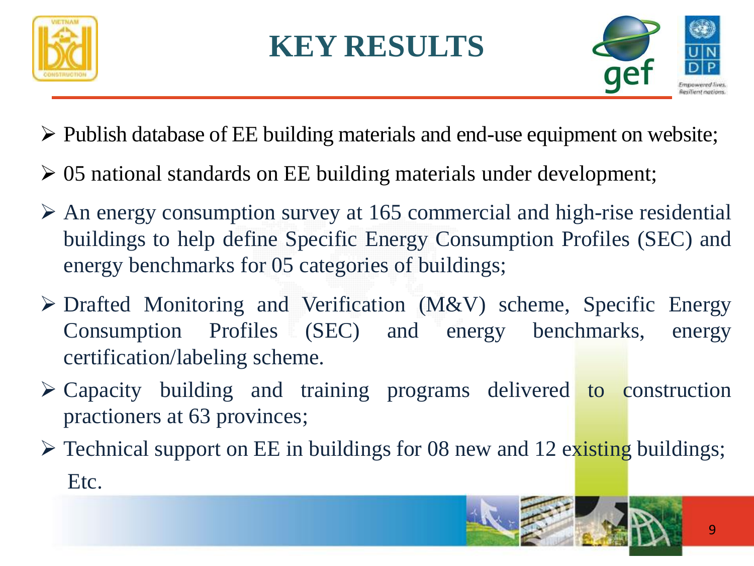# KEY RESULTS

- Publish database of EE building materials and end-use equipment on website;
- 05 national standards on EE building materials under development;
- An energy consumption survey at 165 commercial and high-rise residential buildings to help define Specific Energy Consumption Profiles (SEC) and energy benchmarks for 05 categories of buildings;
- Drafted Monitoring and Verification (M&V) scheme, Specific Energy Consumption Profiles (SEC) and energy benchmarks, energy certification/labeling scheme.
- Capacity building and training programs delivered to construction practioners at 63 provinces;
- Technical support on EE in buildings for 08 new and 12 existing buildings;

Etc.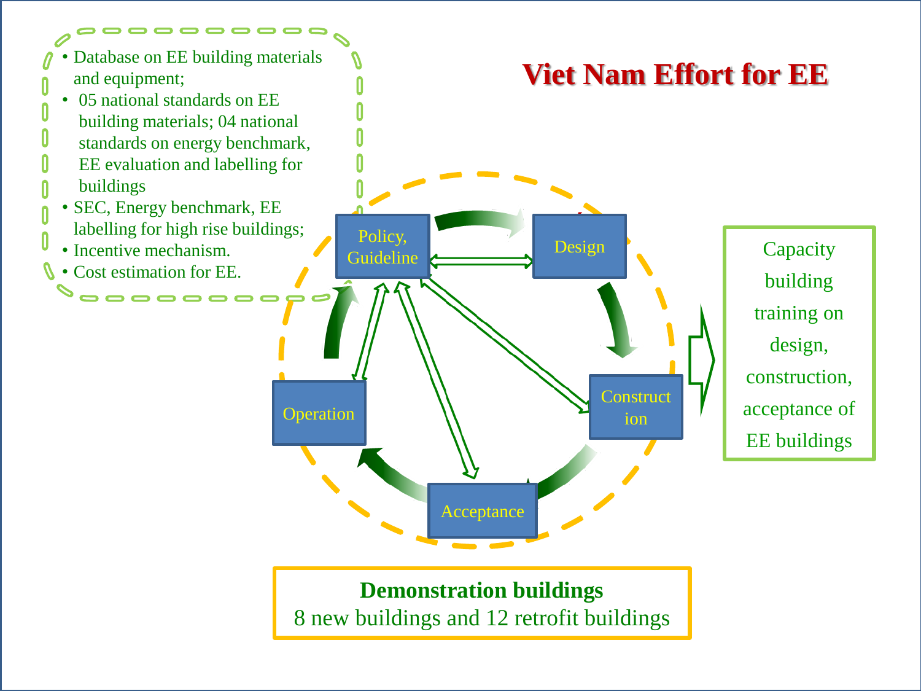# Viet Nam Effort for EE

- Database on EE building materials and equipment;
- 05 national standards on EE building materials; 04 national standards on energy benchmark, EE evaluation and labelling for buildings
- SEC, Energy benchmark, EE labelling for high rise buildings;
- Incentive mechanism.
- Cost estimation for EE.

Policy, Guideline

Design

Construction

Acceptance

Operation

Capacity building training on design, construction, acceptance of EE buildings

**Demonstration buildings**
8 new buildings and 12 retrofit buildings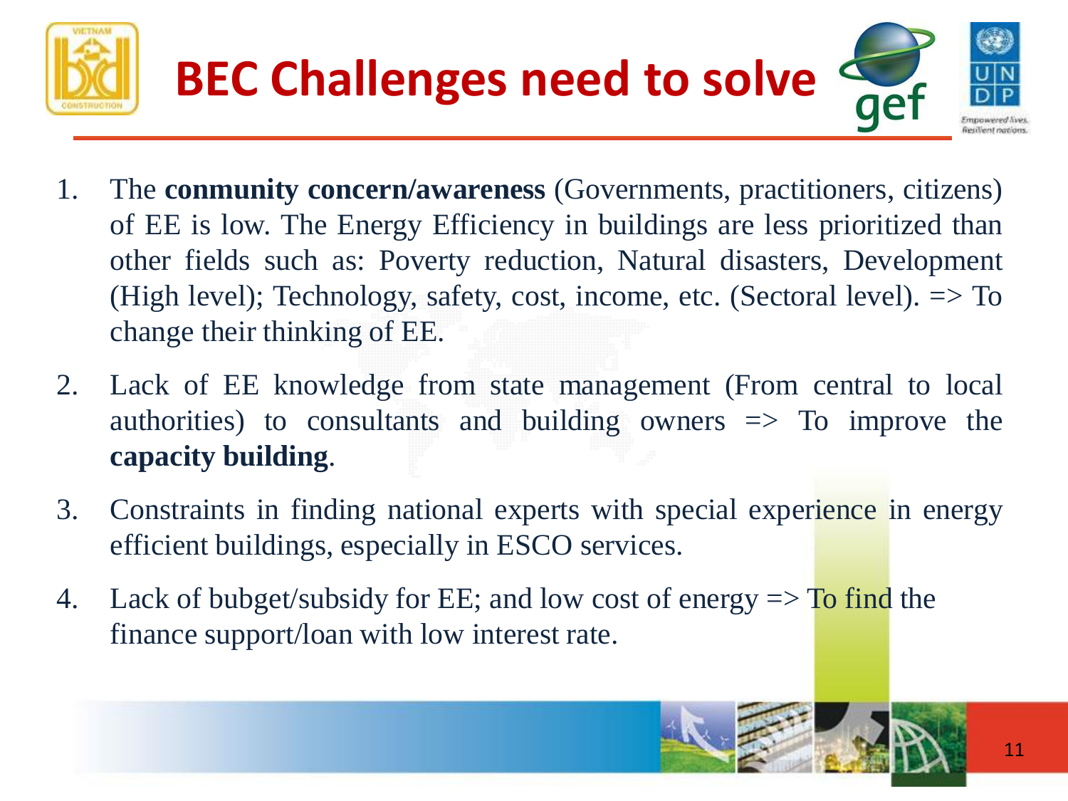# BEC Challenges need to solve

1. The **conmunity concern/awareness** (Governments, practitioners, citizens) of EE is low. The Energy Efficiency in buildings are less prioritized than other fields such as: Poverty reduction, Natural disasters, Development (High level); Technology, safety, cost, income, etc. (Sectoral level). => To change their thinking of EE.
2. Lack of EE knowledge from state management (From central to local authorities) to consultants and building owners => To improve the **capacity building**.
3. Constraints in finding national experts with special experience in energy efficient buildings, especially in ESCO services.
4. Lack of bubget/subsidy for EE; and low cost of energy => To find the finance support/loan with low interest rate.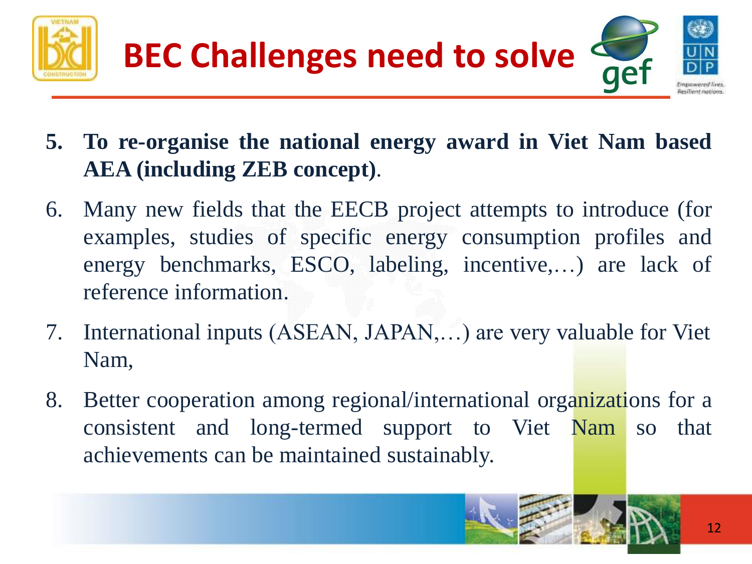# BEC Challenges need to solve

5. **To re-organise the national energy award in Viet Nam based AEA (including ZEB concept)**.
6. Many new fields that the EECB project attempts to introduce (for examples, studies of specific energy consumption profiles and energy benchmarks, ESCO, labeling, incentive,…) are lack of reference information.
7. International inputs (ASEAN, JAPAN,…) are very valuable for Viet Nam,
8. Better cooperation among regional/international organizations for a consistent and long-termed support to Viet Nam so that achievements can be maintained sustainably.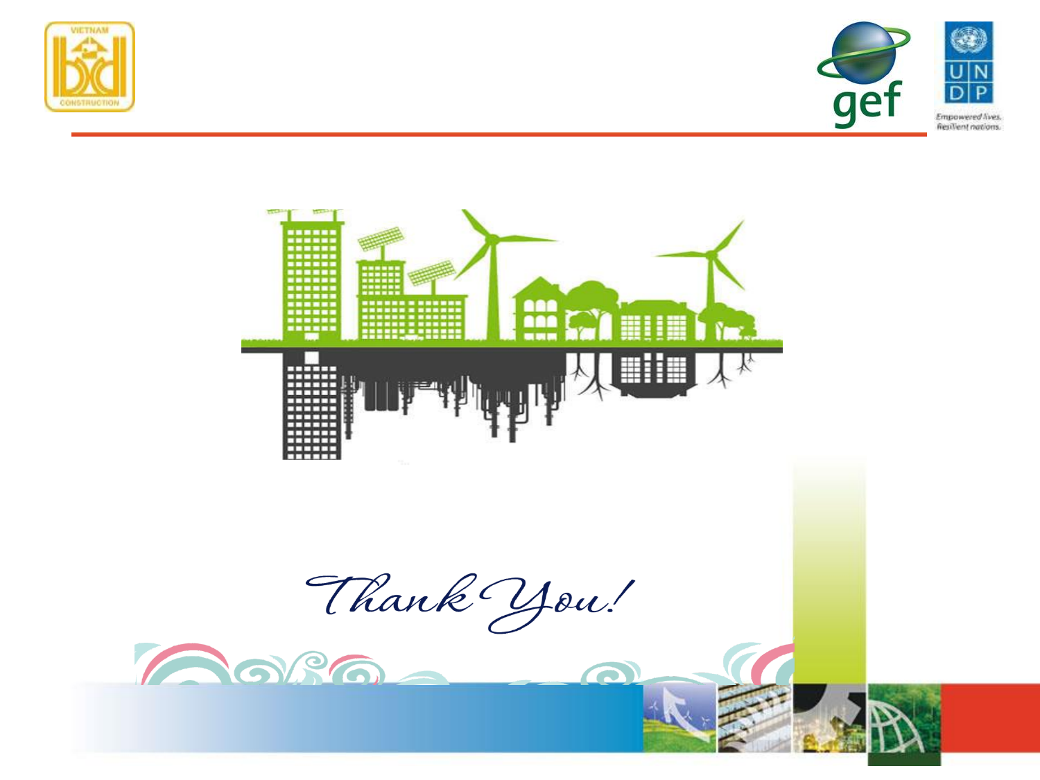Thank You!